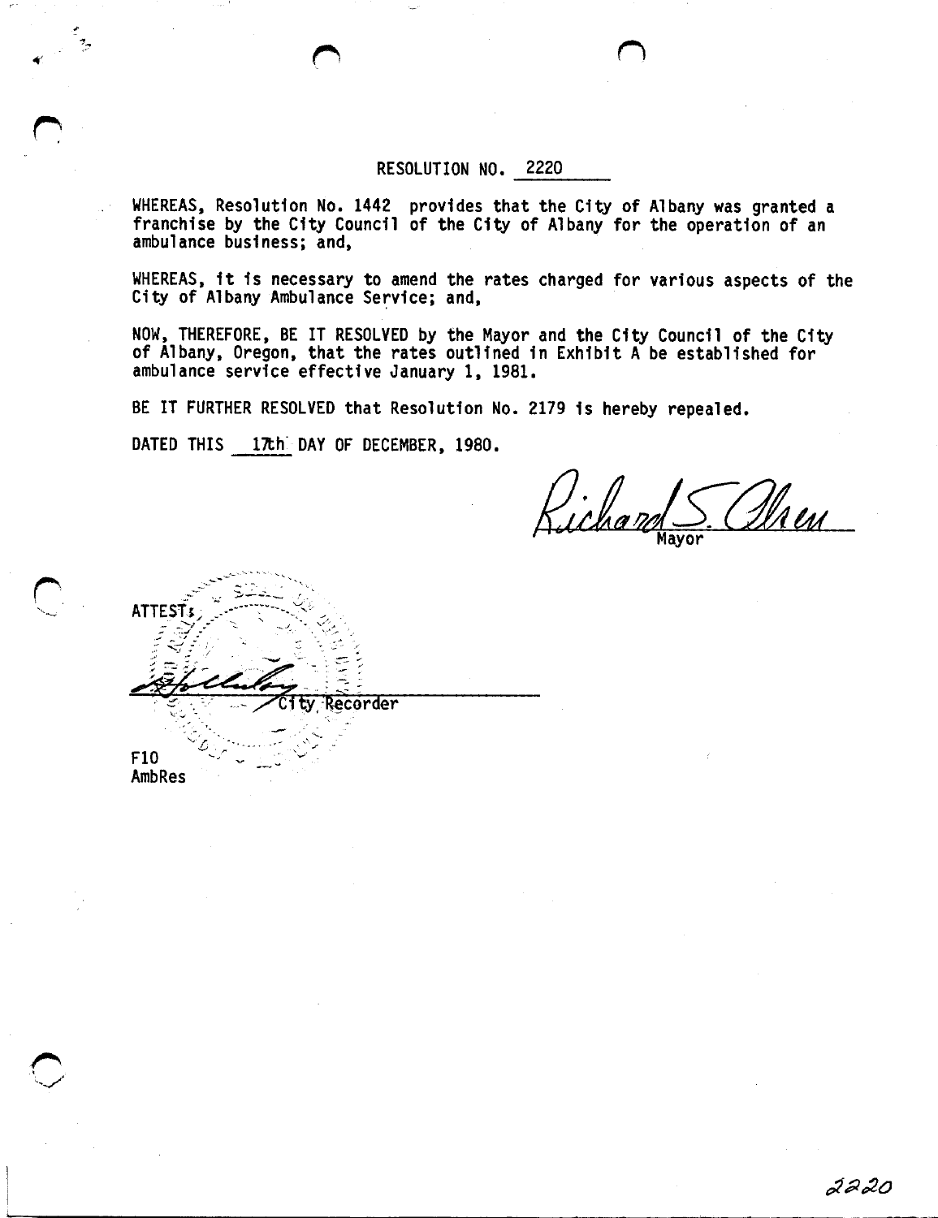RESOLUTION NO. 2220

WHEREAS, Resolution No. 1442 provides that the City of Albany was granted a franchise by the City Council of the City of Albany for the operation of an ambulance business; and,

WHEREAS, it is necessary to amend the rates charged for various aspects of the City of Albany Ambulance Service; and,

NOW, THEREFORE, BE IT RESOLVED by the Mayor and the City Council of the City of Albany, Oregon, that the rates outlined in Exhibit A be established for ambulance service effective January 1, 1981.

BE IT FURTHER RESOLVED that Resolution No. 2179 is hereby repealed.

DATED THIS 17th DAY OF DECEMBER, 1980.

Richard S. Olsen
Mayor

ATTEST:

City Recorder

F10
AmbRes

2220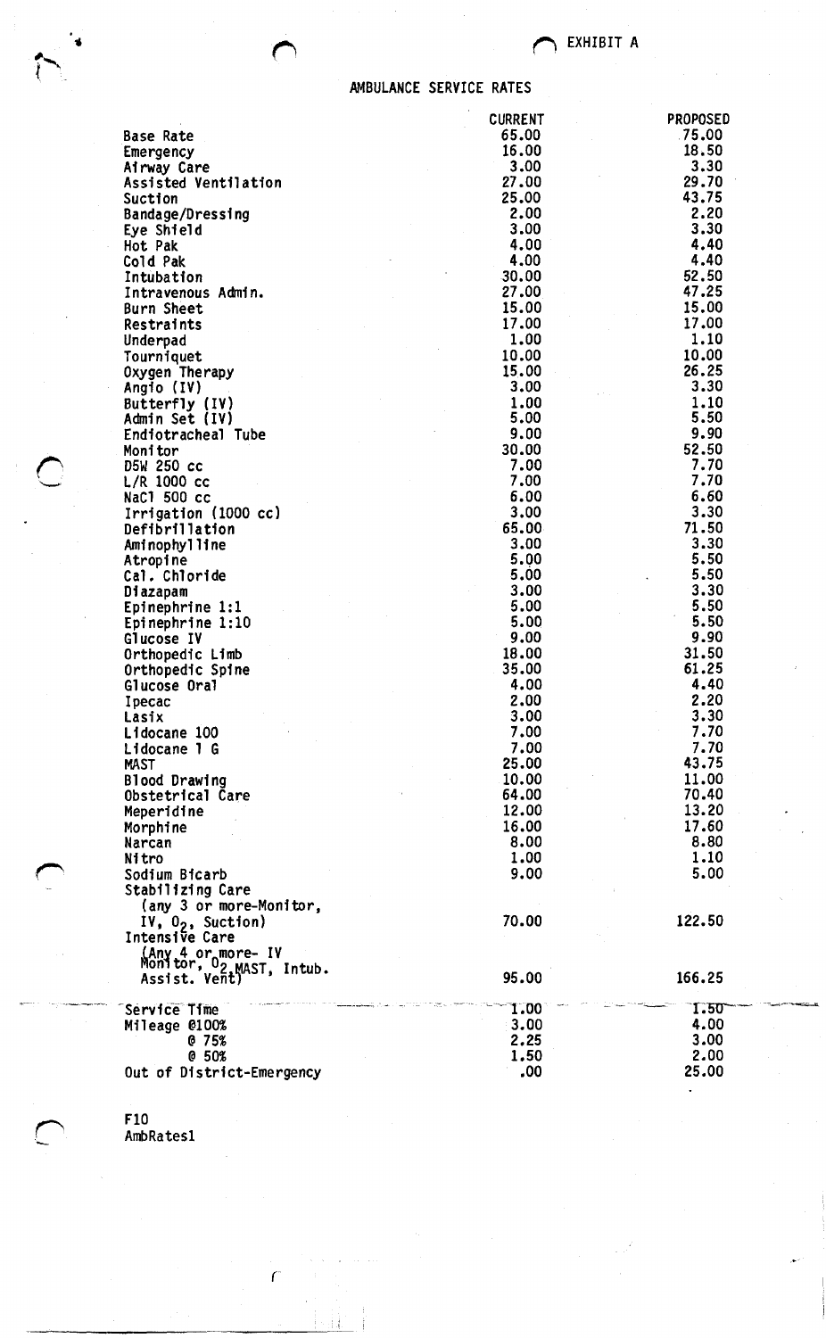EXHIBIT A

# AMBULANCE SERVICE RATES

| | CURRENT | PROPOSED |
|---|---|---|
| Base Rate | 65.00 | 75.00 |
| Emergency | 16.00 | 18.50 |
| Airway Care | 3.00 | 3.30 |
| Assisted Ventilation | 27.00 | 29.70 |
| Suction | 25.00 | 43.75 |
| Bandage/Dressing | 2.00 | 2.20 |
| Eye Shield | 3.00 | 3.30 |
| Hot Pak | 4.00 | 4.40 |
| Cold Pak | 4.00 | 4.40 |
| Intubation | 30.00 | 52.50 |
| Intravenous Admin. | 27.00 | 47.25 |
| Burn Sheet | 15.00 | 15.00 |
| Restraints | 17.00 | 17.00 |
| Underpad | 1.00 | 1.10 |
| Tourniquet | 10.00 | 10.00 |
| Oxygen Therapy | 15.00 | 26.25 |
| Angio (IV) | 3.00 | 3.30 |
| Butterfly (IV) | 1.00 | 1.10 |
| Admin Set (IV) | 5.00 | 5.50 |
| Endiotracheal Tube | 9.00 | 9.90 |
| Monitor | 30.00 | 52.50 |
| D5W 250 cc | 7.00 | 7.70 |
| L/R 1000 cc | 7.00 | 7.70 |
| NaCl 500 cc | 6.00 | 6.60 |
| Irrigation (1000 cc) | 3.00 | 3.30 |
| Defibrillation | 65.00 | 71.50 |
| Aminophylline | 3.00 | 3.30 |
| Atropine | 5.00 | 5.50 |
| Cal. Chloride | 5.00 | 5.50 |
| Diazapam | 3.00 | 3.30 |
| Epinephrine 1:1 | 5.00 | 5.50 |
| Epinephrine 1:10 | 5.00 | 5.50 |
| Glucose IV | 9.00 | 9.90 |
| Orthopedic Limb | 18.00 | 31.50 |
| Orthopedic Spine | 35.00 | 61.25 |
| Glucose Oral | 4.00 | 4.40 |
| Ipecac | 2.00 | 2.20 |
| Lasix | 3.00 | 3.30 |
| Lidocane 100 | 7.00 | 7.70 |
| Lidocane 1 G | 7.00 | 7.70 |
| MAST | 25.00 | 43.75 |
| Blood Drawing | 10.00 | 11.00 |
| Obstetrical Care | 64.00 | 70.40 |
| Meperidine | 12.00 | 13.20 |
| Morphine | 16.00 | 17.60 |
| Narcan | 8.00 | 8.80 |
| Nitro | 1.00 | 1.10 |
| Sodium Bicarb | 9.00 | 5.00 |
| Stabilizing Care (any 3 or more-Monitor, IV, $O_2$, Suction) | 70.00 | 122.50 |
| Intensive Care (Any 4 or more- IV Monitor, $O_2$ MAST, Intub. Assist. Vent) | 95.00 | 166.25 |
| Service Time | 1.00 | 1.50 |
| Mileage @100% | 3.00 | 4.00 |
| @ 75% | 2.25 | 3.00 |
| @ 50% | 1.50 | 2.00 |
| Out of District-Emergency | .00 | 25.00 |

F10
AmbRates1